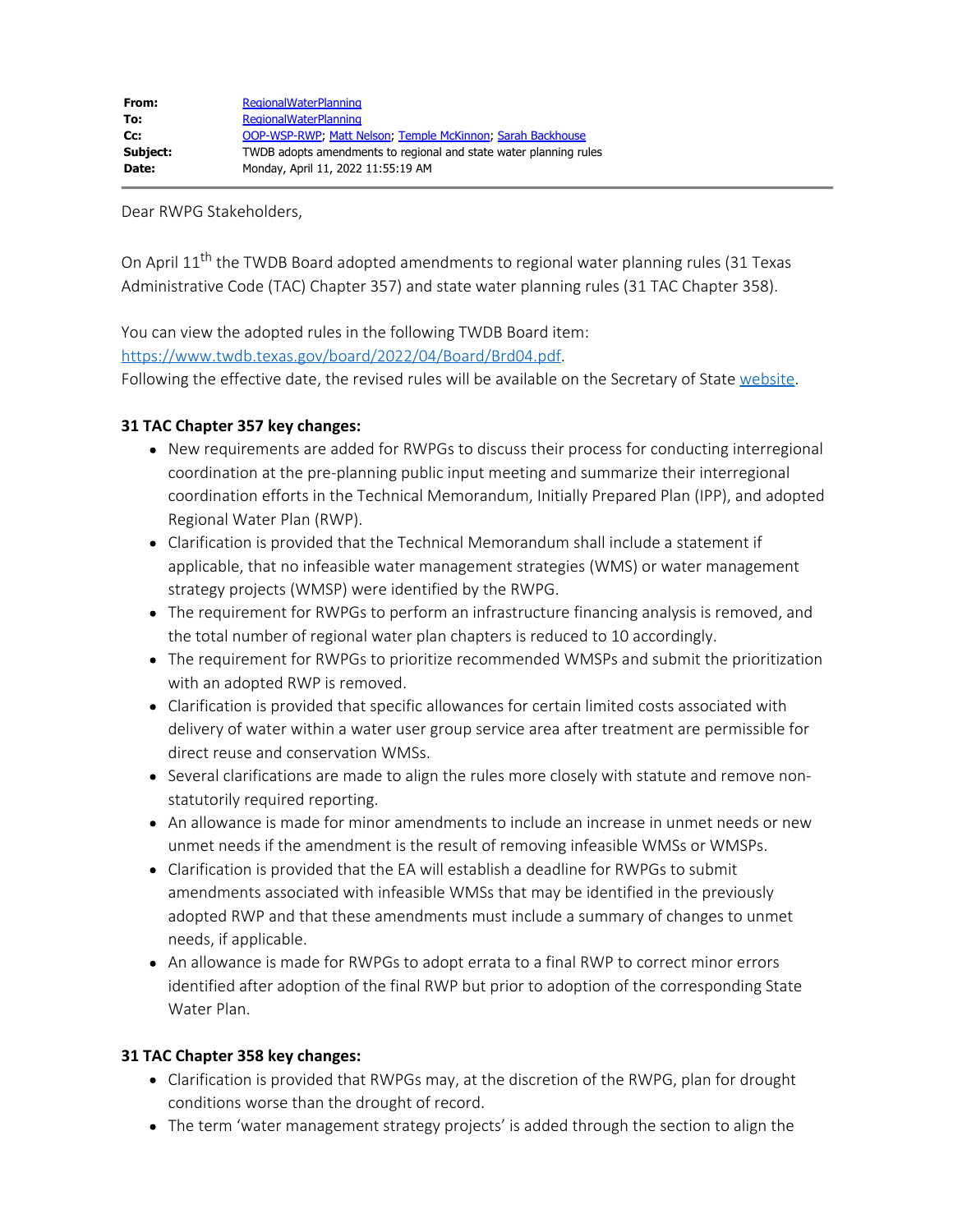| | |
|---|---|
| **From:** | RegionalWaterPlanning |
| **To:** | RegionalWaterPlanning |
| **Cc:** | OOP-WSP-RWP; Matt Nelson; Temple McKinnon; Sarah Backhouse |
| **Subject:** | TWDB adopts amendments to regional and state water planning rules |
| **Date:** | Monday, April 11, 2022 11:55:19 AM |

---

Dear RWPG Stakeholders,

On April 11th the TWDB Board adopted amendments to regional water planning rules (31 Texas Administrative Code (TAC) Chapter 357) and state water planning rules (31 TAC Chapter 358).

You can view the adopted rules in the following TWDB Board item:
https://www.twdb.texas.gov/board/2022/04/Board/Brd04.pdf.
Following the effective date, the revised rules will be available on the Secretary of State website.

**31 TAC Chapter 357 key changes:**

- New requirements are added for RWPGs to discuss their process for conducting interregional coordination at the pre-planning public input meeting and summarize their interregional coordination efforts in the Technical Memorandum, Initially Prepared Plan (IPP), and adopted Regional Water Plan (RWP).
- Clarification is provided that the Technical Memorandum shall include a statement if applicable, that no infeasible water management strategies (WMS) or water management strategy projects (WMSP) were identified by the RWPG.
- The requirement for RWPGs to perform an infrastructure financing analysis is removed, and the total number of regional water plan chapters is reduced to 10 accordingly.
- The requirement for RWPGs to prioritize recommended WMSPs and submit the prioritization with an adopted RWP is removed.
- Clarification is provided that specific allowances for certain limited costs associated with delivery of water within a water user group service area after treatment are permissible for direct reuse and conservation WMSs.
- Several clarifications are made to align the rules more closely with statute and remove non-statutorily required reporting.
- An allowance is made for minor amendments to include an increase in unmet needs or new unmet needs if the amendment is the result of removing infeasible WMSs or WMSPs.
- Clarification is provided that the EA will establish a deadline for RWPGs to submit amendments associated with infeasible WMSs that may be identified in the previously adopted RWP and that these amendments must include a summary of changes to unmet needs, if applicable.
- An allowance is made for RWPGs to adopt errata to a final RWP to correct minor errors identified after adoption of the final RWP but prior to adoption of the corresponding State Water Plan.

**31 TAC Chapter 358 key changes:**

- Clarification is provided that RWPGs may, at the discretion of the RWPG, plan for drought conditions worse than the drought of record.
- The term 'water management strategy projects' is added through the section to align the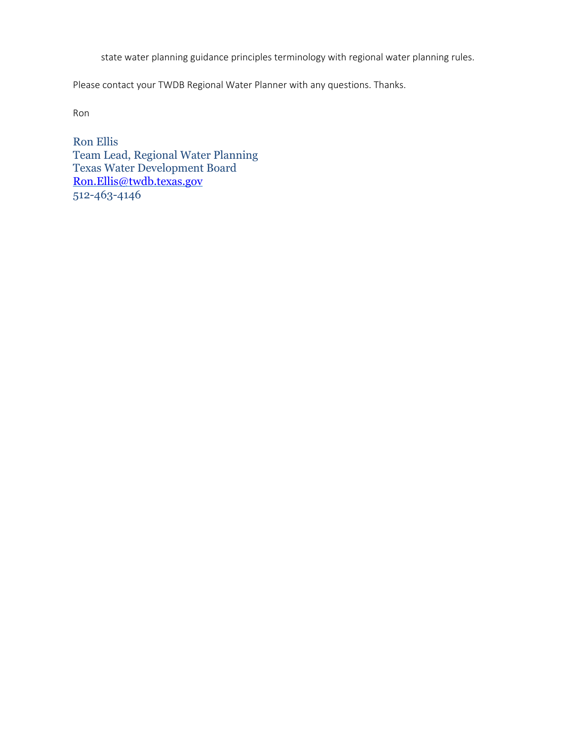state water planning guidance principles terminology with regional water planning rules.

Please contact your TWDB Regional Water Planner with any questions. Thanks.

Ron

Ron Ellis
Team Lead, Regional Water Planning
Texas Water Development Board
Ron.Ellis@twdb.texas.gov
512-463-4146